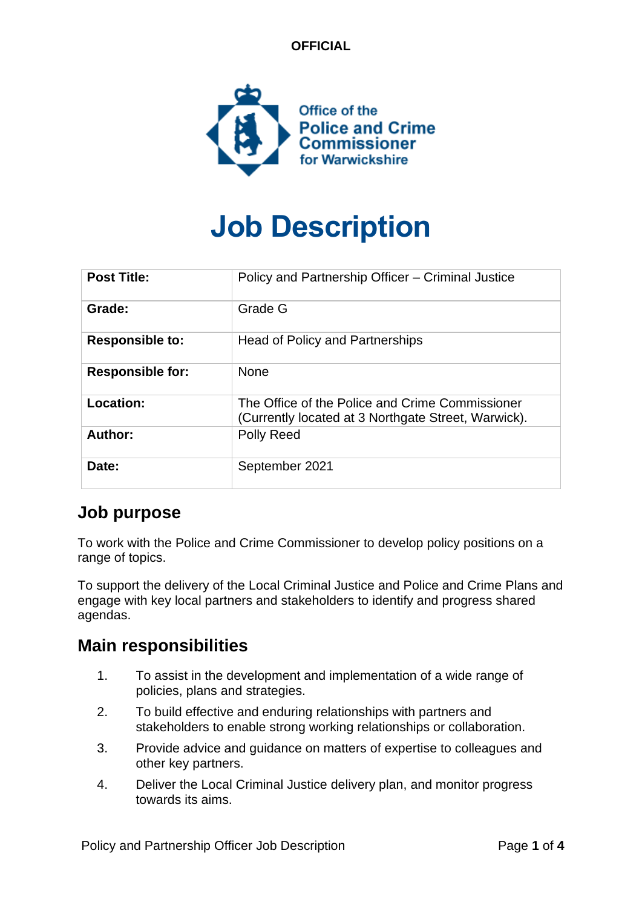**OFFICIAL**

Office of the
Police and Crime Commissioner
for Warwickshire

# Job Description

| | |
|---|---|
| **Post Title:** | Policy and Partnership Officer – Criminal Justice |
| **Grade:** | Grade G |
| **Responsible to:** | Head of Policy and Partnerships |
| **Responsible for:** | None |
| **Location:** | The Office of the Police and Crime Commissioner (Currently located at 3 Northgate Street, Warwick). |
| **Author:** | Polly Reed |
| **Date:** | September 2021 |

## Job purpose

To work with the Police and Crime Commissioner to develop policy positions on a range of topics.

To support the delivery of the Local Criminal Justice and Police and Crime Plans and engage with key local partners and stakeholders to identify and progress shared agendas.

## Main responsibilities

1. To assist in the development and implementation of a wide range of policies, plans and strategies.
2. To build effective and enduring relationships with partners and stakeholders to enable strong working relationships or collaboration.
3. Provide advice and guidance on matters of expertise to colleagues and other key partners.
4. Deliver the Local Criminal Justice delivery plan, and monitor progress towards its aims.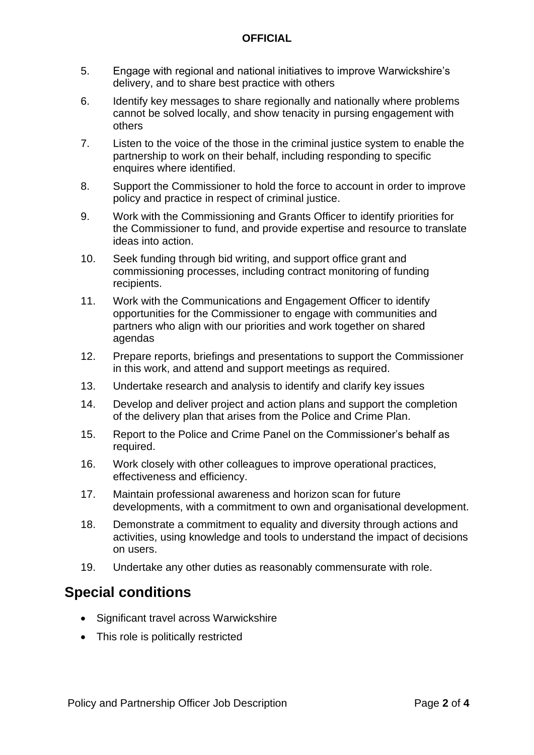5. Engage with regional and national initiatives to improve Warwickshire's delivery, and to share best practice with others
6. Identify key messages to share regionally and nationally where problems cannot be solved locally, and show tenacity in pursing engagement with others
7. Listen to the voice of the those in the criminal justice system to enable the partnership to work on their behalf, including responding to specific enquires where identified.
8. Support the Commissioner to hold the force to account in order to improve policy and practice in respect of criminal justice.
9. Work with the Commissioning and Grants Officer to identify priorities for the Commissioner to fund, and provide expertise and resource to translate ideas into action.
10. Seek funding through bid writing, and support office grant and commissioning processes, including contract monitoring of funding recipients.
11. Work with the Communications and Engagement Officer to identify opportunities for the Commissioner to engage with communities and partners who align with our priorities and work together on shared agendas
12. Prepare reports, briefings and presentations to support the Commissioner in this work, and attend and support meetings as required.
13. Undertake research and analysis to identify and clarify key issues
14. Develop and deliver project and action plans and support the completion of the delivery plan that arises from the Police and Crime Plan.
15. Report to the Police and Crime Panel on the Commissioner's behalf as required.
16. Work closely with other colleagues to improve operational practices, effectiveness and efficiency.
17. Maintain professional awareness and horizon scan for future developments, with a commitment to own and organisational development.
18. Demonstrate a commitment to equality and diversity through actions and activities, using knowledge and tools to understand the impact of decisions on users.
19. Undertake any other duties as reasonably commensurate with role.

## Special conditions

- Significant travel across Warwickshire
- This role is politically restricted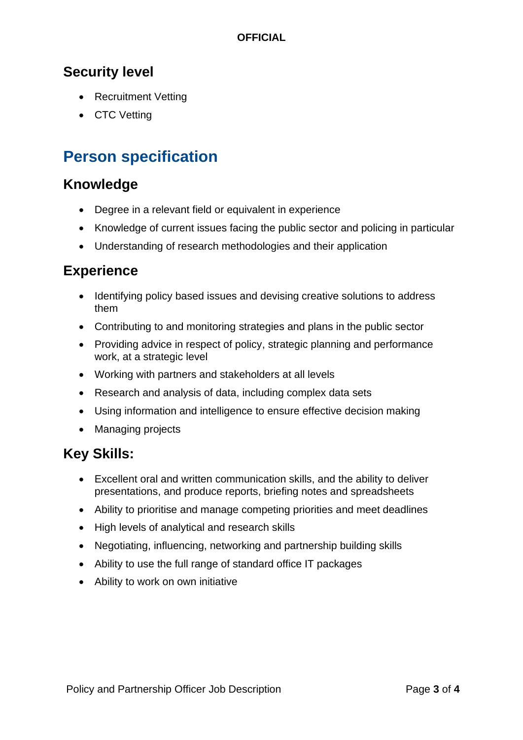## Security level

- Recruitment Vetting
- CTC Vetting

# Person specification

## Knowledge

- Degree in a relevant field or equivalent in experience
- Knowledge of current issues facing the public sector and policing in particular
- Understanding of research methodologies and their application

## Experience

- Identifying policy based issues and devising creative solutions to address them
- Contributing to and monitoring strategies and plans in the public sector
- Providing advice in respect of policy, strategic planning and performance work, at a strategic level
- Working with partners and stakeholders at all levels
- Research and analysis of data, including complex data sets
- Using information and intelligence to ensure effective decision making
- Managing projects

## Key Skills:

- Excellent oral and written communication skills, and the ability to deliver presentations, and produce reports, briefing notes and spreadsheets
- Ability to prioritise and manage competing priorities and meet deadlines
- High levels of analytical and research skills
- Negotiating, influencing, networking and partnership building skills
- Ability to use the full range of standard office IT packages
- Ability to work on own initiative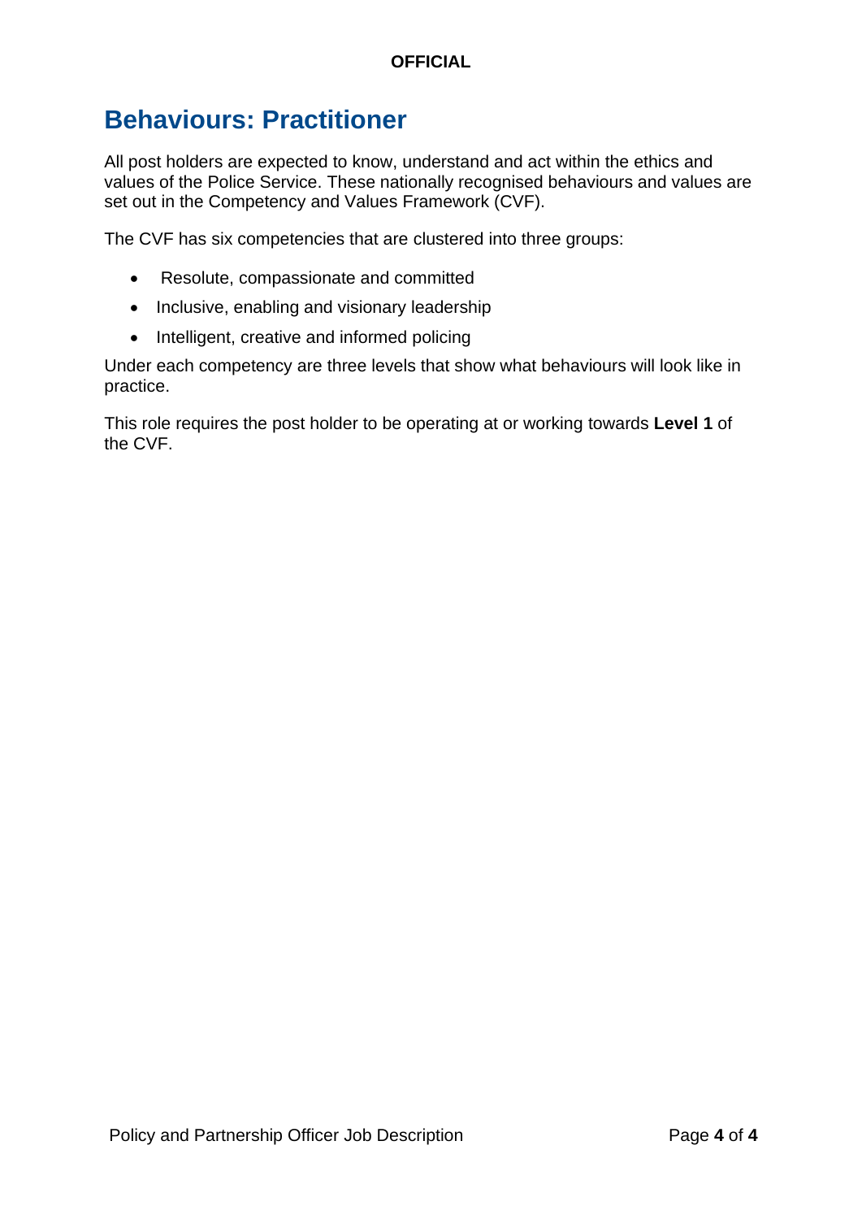# Behaviours: Practitioner

All post holders are expected to know, understand and act within the ethics and values of the Police Service. These nationally recognised behaviours and values are set out in the Competency and Values Framework (CVF).

The CVF has six competencies that are clustered into three groups:

- Resolute, compassionate and committed
- Inclusive, enabling and visionary leadership
- Intelligent, creative and informed policing

Under each competency are three levels that show what behaviours will look like in practice.

This role requires the post holder to be operating at or working towards **Level 1** of the CVF.